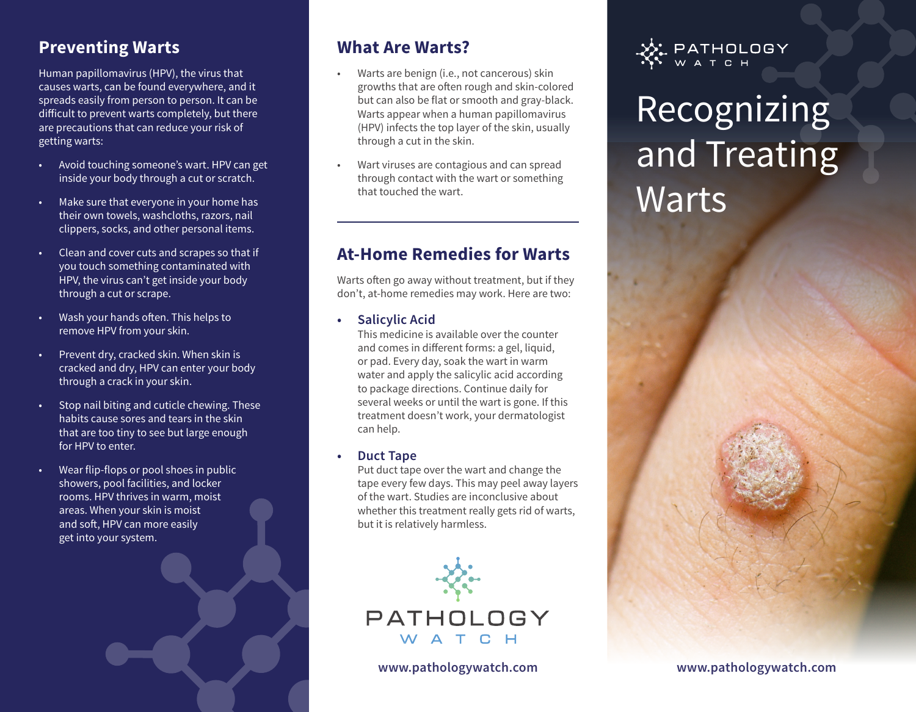## Preventing Warts

Human papillomavirus (HPV), the virus that causes warts, can be found everywhere, and it spreads easily from person to person. It can be difficult to prevent warts completely, but there are precautions that can reduce your risk of getting warts:

- Avoid touching someone's wart. HPV can get inside your body through a cut or scratch.
- Make sure that everyone in your home has their own towels, washcloths, razors, nail clippers, socks, and other personal items.
- Clean and cover cuts and scrapes so that if you touch something contaminated with HPV, the virus can't get inside your body through a cut or scrape.
- Wash your hands often. This helps to remove HPV from your skin.
- Prevent dry, cracked skin. When skin is cracked and dry, HPV can enter your body through a crack in your skin.
- Stop nail biting and cuticle chewing. These habits cause sores and tears in the skin that are too tiny to see but large enough for HPV to enter.
- Wear flip-flops or pool shoes in public showers, pool facilities, and locker rooms. HPV thrives in warm, moist areas. When your skin is moist and soft, HPV can more easily get into your system.

## What Are Warts?

- Warts are benign (i.e., not cancerous) skin growths that are often rough and skin-colored but can also be flat or smooth and gray-black. Warts appear when a human papillomavirus (HPV) infects the top layer of the skin, usually through a cut in the skin.
- Wart viruses are contagious and can spread through contact with the wart or something that touched the wart.

---

## At-Home Remedies for Warts

Warts often go away without treatment, but if they don't, at-home remedies may work. Here are two:

- **Salicylic Acid**
  This medicine is available over the counter and comes in different forms: a gel, liquid, or pad. Every day, soak the wart in warm water and apply the salicylic acid according to package directions. Continue daily for several weeks or until the wart is gone. If this treatment doesn't work, your dermatologist can help.
- **Duct Tape**
  Put duct tape over the wart and change the tape every few days. This may peel away layers of the wart. Studies are inconclusive about whether this treatment really gets rid of warts, but it is relatively harmless.

PATHOLOGY WATCH

www.pathologywatch.com

PATHOLOGY WATCH

# Recognizing and Treating Warts

www.pathologywatch.com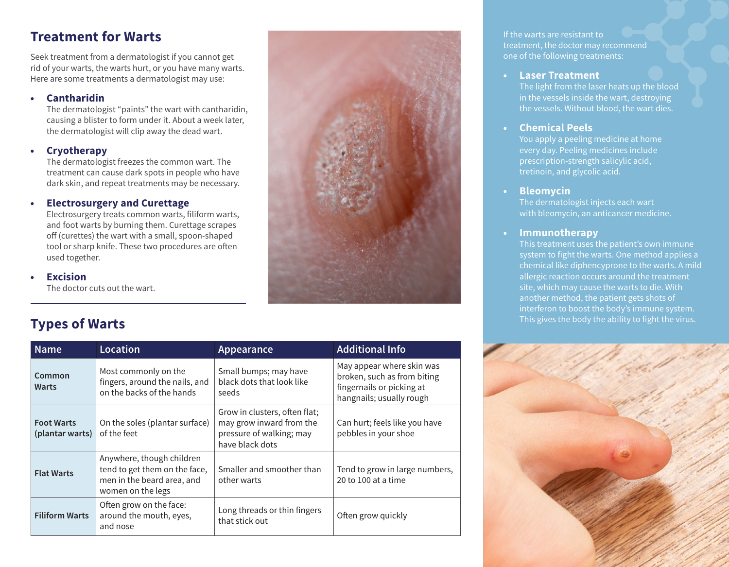## Treatment for Warts

Seek treatment from a dermatologist if you cannot get rid of your warts, the warts hurt, or you have many warts. Here are some treatments a dermatologist may use:

- **Cantharidin**
  The dermatologist "paints" the wart with cantharidin, causing a blister to form under it. About a week later, the dermatologist will clip away the dead wart.

- **Cryotherapy**
  The dermatologist freezes the common wart. The treatment can cause dark spots in people who have dark skin, and repeat treatments may be necessary.

- **Electrosurgery and Curettage**
  Electrosurgery treats common warts, filiform warts, and foot warts by burning them. Curettage scrapes off (curettes) the wart with a small, spoon-shaped tool or sharp knife. These two procedures are often used together.

- **Excision**
  The doctor cuts out the wart.

If the warts are resistant to treatment, the doctor may recommend one of the following treatments:

- **Laser Treatment**
  The light from the laser heats up the blood in the vessels inside the wart, destroying the vessels. Without blood, the wart dies.

- **Chemical Peels**
  You apply a peeling medicine at home every day. Peeling medicines include prescription-strength salicylic acid, tretinoin, and glycolic acid.

- **Bleomycin**
  The dermatologist injects each wart with bleomycin, an anticancer medicine.

- **Immunotherapy**
  This treatment uses the patient's own immune system to fight the warts. One method applies a chemical like diphencyprone to the warts. A mild allergic reaction occurs around the treatment site, which may cause the warts to die. With another method, the patient gets shots of interferon to boost the body's immune system. This gives the body the ability to fight the virus.

## Types of Warts

| Name | Location | Appearance | Additional Info |
| --- | --- | --- | --- |
| **Common Warts** | Most commonly on the fingers, around the nails, and on the backs of the hands | Small bumps; may have black dots that look like seeds | May appear where skin was broken, such as from biting fingernails or picking at hangnails; usually rough |
| **Foot Warts (plantar warts)** | On the soles (plantar surface) of the feet | Grow in clusters, often flat; may grow inward from the pressure of walking; may have black dots | Can hurt; feels like you have pebbles in your shoe |
| **Flat Warts** | Anywhere, though children tend to get them on the face, men in the beard area, and women on the legs | Smaller and smoother than other warts | Tend to grow in large numbers, 20 to 100 at a time |
| **Filiform Warts** | Often grow on the face: around the mouth, eyes, and nose | Long threads or thin fingers that stick out | Often grow quickly |